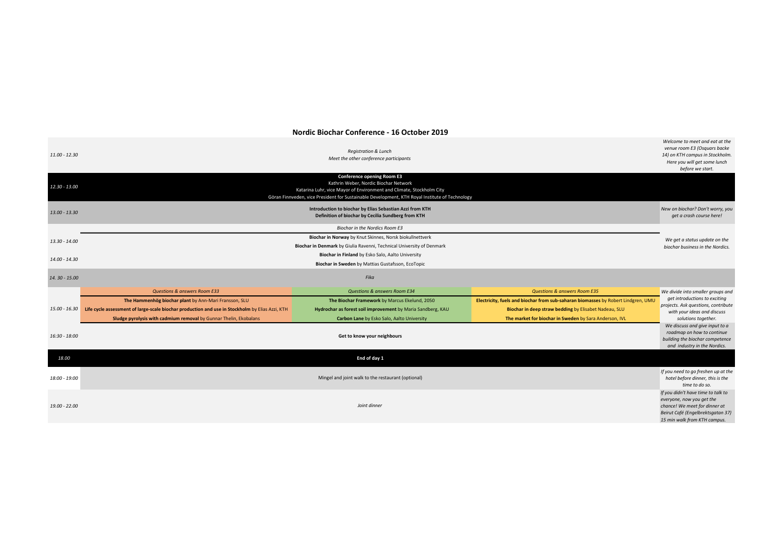# Nordic Biochar Conference - 16 October 2019

| Time | | | | Notes |
| --- | --- | --- | --- | --- |
| *11.00 - 12.30* | *Registration & Lunch*<br>*Meet the other conference participants* | | | *Welcome to meet and eat at the venue room E3 (Osquars backe 14) on KTH campus in Stockholm. Here you will get some lunch before we start.* |
| *12.30 - 13.00* | **Conference opening Room E3**<br>Kathrin Weber, Nordic Biochar Network<br>Katarina Luhr, vice Mayor of Environment and Climate, Stockholm City<br>Göran Finnveden, vice President for Sustainable Development, KTH Royal Institute of Technology | | | |
| *13.00 - 13.30* | **Introduction to biochar by Elias Sebastian Azzi from KTH**<br>**Definition of biochar by Cecilia Sundberg from KTH** | | | *New on biochar? Don't worry, you get a crash course here!* |
| | *Biochar in the Nordics Room E3* | | | |
| *13.30 - 14.00* | **Biochar in Norway** by Knut Skinnes, Norsk biokullnettverk<br>**Biochar in Denmark** by Giulia Ravenni, Technical University of Denmark | | | *We get a status update on the biochar business in the Nordics.* |
| *14.00 - 14.30* | **Biochar in Finland** by Esko Salo, Aalto University<br>**Biochar in Sweden** by Mattias Gustafsson, EcoTopic | | | |
| *14. 30 - 15.00* | *Fika* | | | |
| *15.00 - 16.30* | *Questions & answers Room E33* | *Questions & answers Room E34* | *Questions & answers Room E35* | *We divide into smaller groups and get introductions to exciting projects. Ask questions, contribute with your ideas and discuss solutions together.* |
| | **The Hammenhög biochar plant** by Ann-Mari Fransson, SLU | **The Biochar Framework** by Marcus Ekelund, 2050 | **Electricity, fuels and biochar from sub-saharan biomasses** by Robert Lindgren, UMU | |
| | **Life cycle assessment of large-scale biochar production and use in Stockholm** by Elias Azzi, KTH | **Hydrochar as forest soil improvement** by Maria Sandberg, KAU | **Biochar in deep straw bedding** by Elisabet Nadeau, SLU | |
| | **Sludge pyrolysis with cadmium removal** by Gunnar Thelin, Ekobalans | **Carbon Lane** by Esko Salo, Aalto University | **The market for biochar in Sweden** by Sara Anderson, IVL | |
| *16:30 - 18:00* | **Get to know your neighbours** | | | *We discuss and give input to a roadmap on how to continue building the biochar competence and industry in the Nordics.* |
| *18.00* | **End of day 1** | | | |
| *18:00 - 19:00* | Mingel and joint walk to the restaurant (optional) | | | *If you need to go freshen up at the hotel before dinner, this is the time to do so.* |
| *19.00 - 22.00* | *Joint dinner* | | | *If you didn't have time to talk to everyone, now you get the chance! We meet for dinner at Beirut Café (Engelbrektsgatan 37) 15 min walk from KTH campus.* |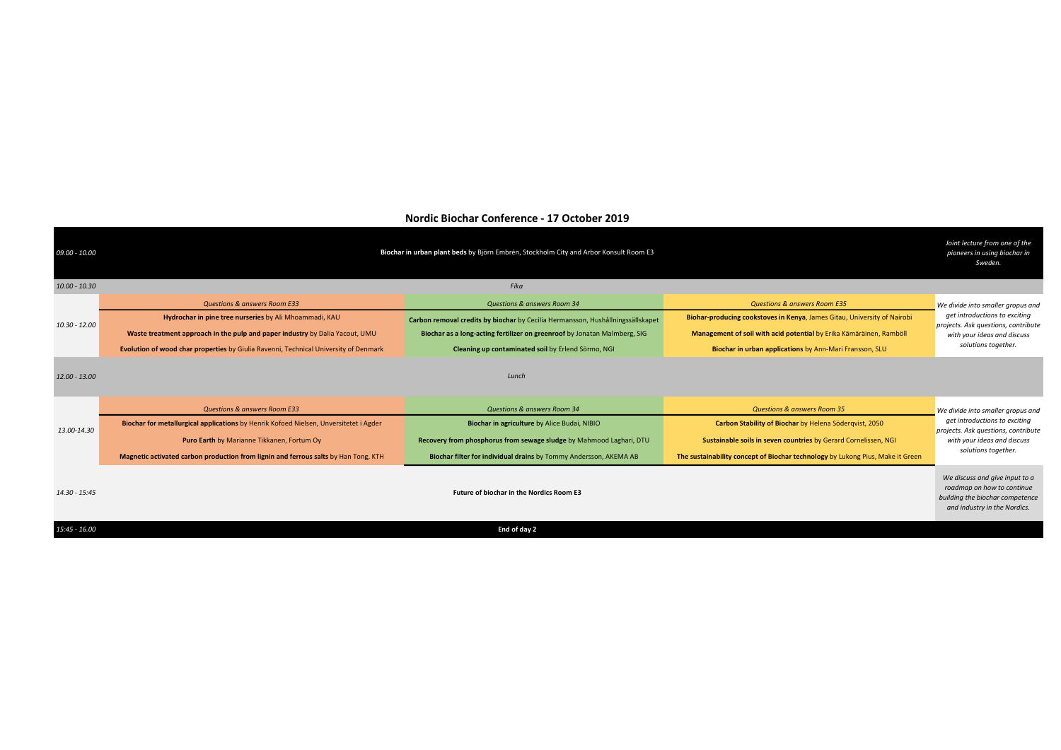# Nordic Biochar Conference - 17 October 2019

| | | | | |
|---|---|---|---|---|
| *09.00 - 10.00* | **Biochar in urban plant beds** by Björn Embrén, Stockholm City and Arbor Konsult Room E3 | | | *Joint lecture from one of the pioneers in using biochar in Sweden.* |
| *10.00 - 10.30* | *Fika* | | | |
| *10.30 - 12.00* | *Questions & answers Room E33* | *Questions & answers Room 34* | *Questions & answers Room E35* | *We divide into smaller gropus and get introductions to exciting projects. Ask questions, contribute with your ideas and discuss solutions together.* |
| | **Hydrochar in pine tree nurseries** by Ali Mhoammadi, KAU | **Carbon removal credits by biochar** by Cecilia Hermansson, Hushållningssällskapet | **Biohar-producing cookstoves in Kenya**, James Gitau, University of Nairobi | |
| | **Waste treatment approach in the pulp and paper industry** by Dalia Yacout, UMU | **Biochar as a long-acting fertilizer on greenroof** by Jonatan Malmberg, SIG | **Management of soil with acid potential** by Erika Kämäräinen, Ramböll | |
| | **Evolution of wood char properties** by Giulia Ravenni, Technical University of Denmark | **Cleaning up contaminated soil** by Erlend Sörmo, NGI | **Biochar in urban applications** by Ann-Mari Fransson, SLU | |
| *12.00 - 13.00* | *Lunch* | | | |
| *13.00-14.30* | *Questions & answers Room E33* | *Questions & answers Room 34* | *Questions & answers Room 35* | *We divide into smaller gropus and get introductions to exciting projects. Ask questions, contribute with your ideas and discuss solutions together.* |
| | **Biochar for metallurgical applications** by Henrik Kofoed Nielsen, Unversitetet i Agder | **Biochar in agriculture** by Alice Budai, NIBIO | **Carbon Stability of Biochar** by Helena Söderqvist, 2050 | |
| | **Puro Earth** by Marianne Tikkanen, Fortum Oy | **Recovery from phosphorus from sewage sludge** by Mahmood Laghari, DTU | **Sustainable soils in seven countries** by Gerard Cornelissen, NGI | |
| | **Magnetic activated carbon production from lignin and ferrous salts** by Han Tong, KTH | **Biochar filter for individual drains** by Tommy Andersson, AKEMA AB | **The sustainability concept of Biochar technology** by Lukong Pius, Make it Green | |
| *14.30 - 15:45* | **Future of biochar in the Nordics Room E3** | | | *We discuss and give input to a roadmap on how to continue building the biochar competence and industry in the Nordics.* |
| *15:45 - 16.00* | **End of day 2** | | | |